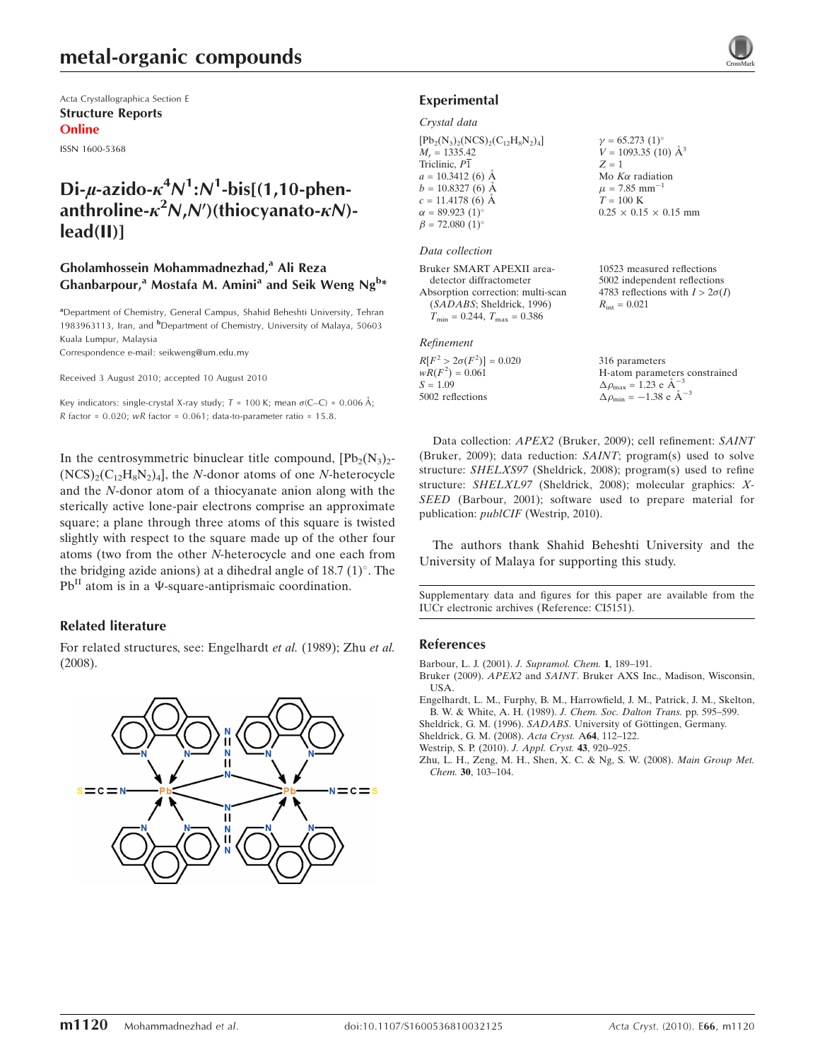# metal-organic compounds

Acta Crystallographica Section E
**Structure Reports Online**

ISSN 1600-5368

# Di-μ-azido-$\kappa^4N^1$:$N^1$-bis[(1,10-phenanthroline-$\kappa^2N,N'$)(thiocyanato-$\kappa N$)-lead(II)]

**Gholamhossein Mohammadnezhad,[a] Ali Reza Ghanbarpour,[a] Mostafa M. Amini[a] and Seik Weng Ng[b]***

[a]Department of Chemistry, General Campus, Shahid Beheshti University, Tehran 1983963113, Iran, and [b]Department of Chemistry, University of Malaya, 50603 Kuala Lumpur, Malaysia
Correspondence e-mail: seikweng@um.edu.my

Received 3 August 2010; accepted 10 August 2010

Key indicators: single-crystal X-ray study; $T$ = 100 K; mean $\sigma$(C–C) = 0.006 Å; $R$ factor = 0.020; $wR$ factor = 0.061; data-to-parameter ratio = 15.8.

In the centrosymmetric binuclear title compound, $[Pb_2(N_3)_2(NCS)_2(C_{12}H_8N_2)_4]$, the $N$-donor atoms of one $N$-heterocycle and the $N$-donor atom of a thiocyanate anion along with the sterically active lone-pair electrons comprise an approximate square; a plane through three atoms of this square is twisted slightly with respect to the square made up of the other four atoms (two from the other $N$-heterocycle and one each from the bridging azide anions) at a dihedral angle of 18.7 (1)°. The $Pb^{II}$ atom is in a Ψ-square-antiprismaic coordination.

## Related literature

For related structures, see: Engelhardt *et al.* (1989); Zhu *et al.* (2008).

## Experimental

### Crystal data

$[Pb_2(N_3)_2(NCS)_2(C_{12}H_8N_2)_4]$
$M_r$ = 1335.42
Triclinic, $P\overline{1}$
$a$ = 10.3412 (6) Å
$b$ = 10.8327 (6) Å
$c$ = 11.4178 (6) Å
$\alpha$ = 89.923 (1)°
$\beta$ = 72.080 (1)°
$\gamma$ = 65.273 (1)°
$V$ = 1093.35 (10) Å$^3$
$Z$ = 1
Mo $K\alpha$ radiation
$\mu$ = 7.85 mm$^{-1}$
$T$ = 100 K
0.25 × 0.15 × 0.15 mm

### Data collection

Bruker SMART APEXII area-detector diffractometer
Absorption correction: multi-scan (*SADABS*; Sheldrick, 1996)
$T_{min}$ = 0.244, $T_{max}$ = 0.386
10523 measured reflections
5002 independent reflections
4783 reflections with $I > 2\sigma(I)$
$R_{int}$ = 0.021

### Refinement

$R[F^2 > 2\sigma(F^2)]$ = 0.020
$wR(F^2)$ = 0.061
$S$ = 1.09
5002 reflections
316 parameters
H-atom parameters constrained
$\Delta\rho_{max}$ = 1.23 e Å$^{-3}$
$\Delta\rho_{min}$ = −1.38 e Å$^{-3}$

Data collection: *APEX2* (Bruker, 2009); cell refinement: *SAINT* (Bruker, 2009); data reduction: *SAINT*; program(s) used to solve structure: *SHELXS97* (Sheldrick, 2008); program(s) used to refine structure: *SHELXL97* (Sheldrick, 2008); molecular graphics: *X-SEED* (Barbour, 2001); software used to prepare material for publication: *publCIF* (Westrip, 2010).

The authors thank Shahid Beheshti University and the University of Malaya for supporting this study.

Supplementary data and figures for this paper are available from the IUCr electronic archives (Reference: CI5151).

## References

Barbour, L. J. (2001). *J. Supramol. Chem.* **1**, 189–191.
Bruker (2009). *APEX2* and *SAINT*. Bruker AXS Inc., Madison, Wisconsin, USA.
Engelhardt, L. M., Furphy, B. M., Harrowfield, J. M., Patrick, J. M., Skelton, B. W. & White, A. H. (1989). *J. Chem. Soc. Dalton Trans.* pp. 595–599.
Sheldrick, G. M. (1996). *SADABS*. University of Göttingen, Germany.
Sheldrick, G. M. (2008). *Acta Cryst.* A**64**, 112–122.
Westrip, S. P. (2010). *J. Appl. Cryst.* **43**, 920–925.
Zhu, L. H., Zeng, M. H., Shen, X. C. & Ng, S. W. (2008). *Main Group Met. Chem.* **30**, 103–104.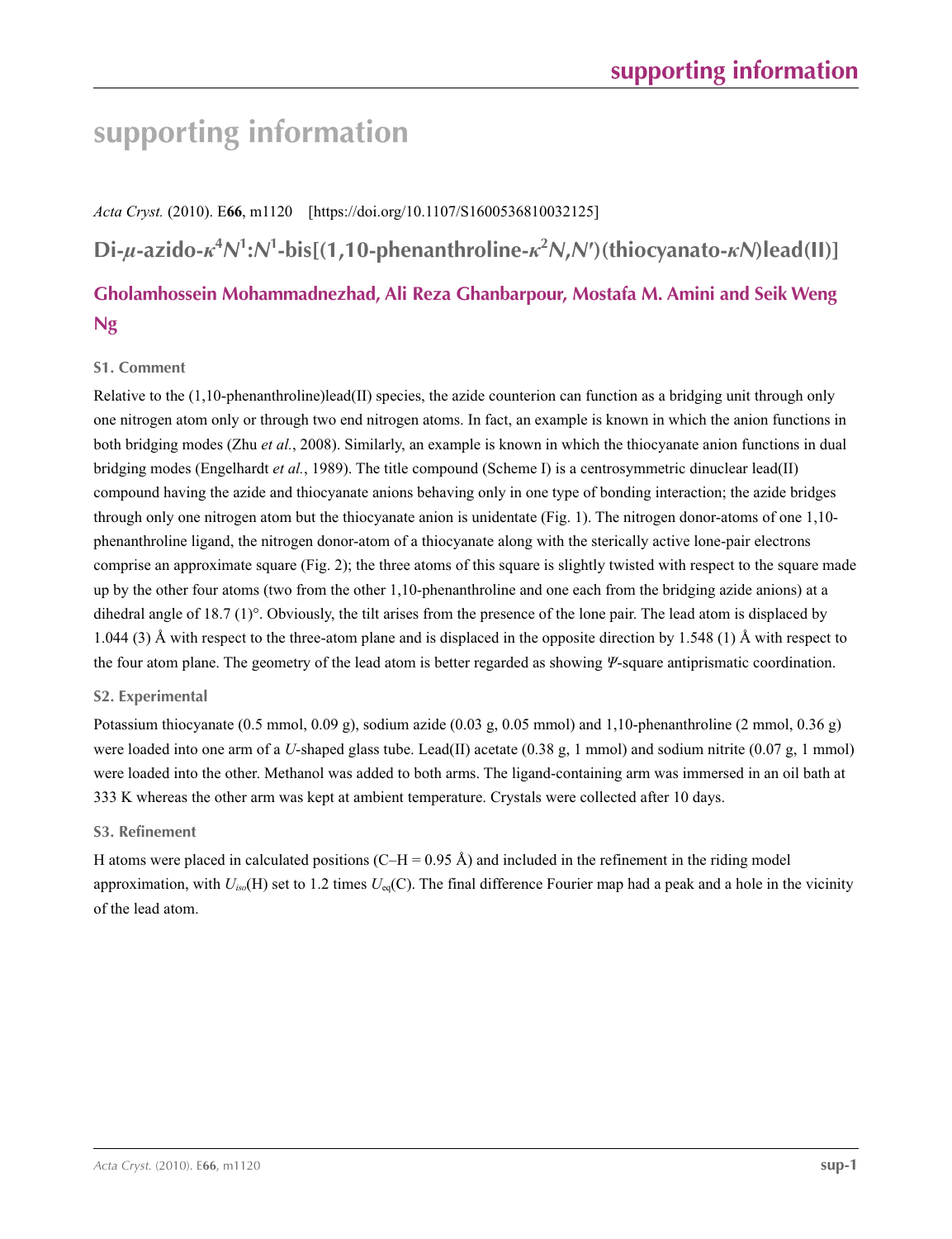# supporting information

*Acta Cryst.* (2010). E**66**, m1120 [https://doi.org/10.1107/S1600536810032125]

## Di-$\mu$-azido-$\kappa^4N^1$:$N^1$-bis[(1,10-phenanthroline-$\kappa^2N$,$N'$)(thiocyanato-$\kappa N$)lead(II)]

### Gholamhossein Mohammadnezhad, Ali Reza Ghanbarpour, Mostafa M. Amini and Seik Weng Ng

### S1. Comment

Relative to the (1,10-phenanthroline)lead(II) species, the azide counterion can function as a bridging unit through only one nitrogen atom only or through two end nitrogen atoms. In fact, an example is known in which the anion functions in both bridging modes (Zhu *et al.*, 2008). Similarly, an example is known in which the thiocyanate anion functions in dual bridging modes (Engelhardt *et al.*, 1989). The title compound (Scheme I) is a centrosymmetric dinuclear lead(II) compound having the azide and thiocyanate anions behaving only in one type of bonding interaction; the azide bridges through only one nitrogen atom but the thiocyanate anion is unidentate (Fig. 1). The nitrogen donor-atoms of one 1,10-phenanthroline ligand, the nitrogen donor-atom of a thiocyanate along with the sterically active lone-pair electrons comprise an approximate square (Fig. 2); the three atoms of this square is slightly twisted with respect to the square made up by the other four atoms (two from the other 1,10-phenanthroline and one each from the bridging azide anions) at a dihedral angle of 18.7 (1)°. Obviously, the tilt arises from the presence of the lone pair. The lead atom is displaced by 1.044 (3) Å with respect to the three-atom plane and is displaced in the opposite direction by 1.548 (1) Å with respect to the four atom plane. The geometry of the lead atom is better regarded as showing *Ψ*-square antiprismatic coordination.

### S2. Experimental

Potassium thiocyanate (0.5 mmol, 0.09 g), sodium azide (0.03 g, 0.05 mmol) and 1,10-phenanthroline (2 mmol, 0.36 g) were loaded into one arm of a *U*-shaped glass tube. Lead(II) acetate (0.38 g, 1 mmol) and sodium nitrite (0.07 g, 1 mmol) were loaded into the other. Methanol was added to both arms. The ligand-containing arm was immersed in an oil bath at 333 K whereas the other arm was kept at ambient temperature. Crystals were collected after 10 days.

### S3. Refinement

H atoms were placed in calculated positions (C–H = 0.95 Å) and included in the refinement in the riding model approximation, with $U_{iso}$(H) set to 1.2 times $U_{eq}$(C). The final difference Fourier map had a peak and a hole in the vicinity of the lead atom.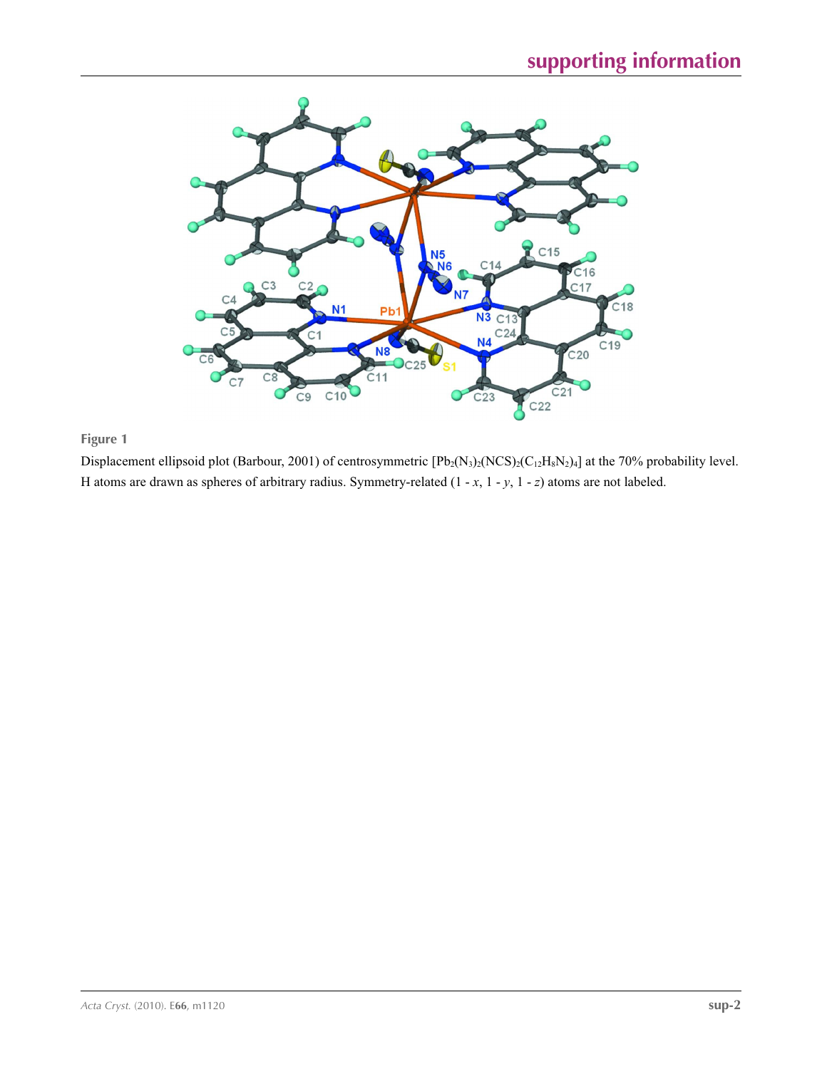**Figure 1**

Displacement ellipsoid plot (Barbour, 2001) of centrosymmetric $[Pb_2(N_3)_2(NCS)_2(C_{12}H_8N_2)_4]$ at the 70% probability level. H atoms are drawn as spheres of arbitrary radius. Symmetry-related (1 - *x*, 1 - *y*, 1 - *z*) atoms are not labeled.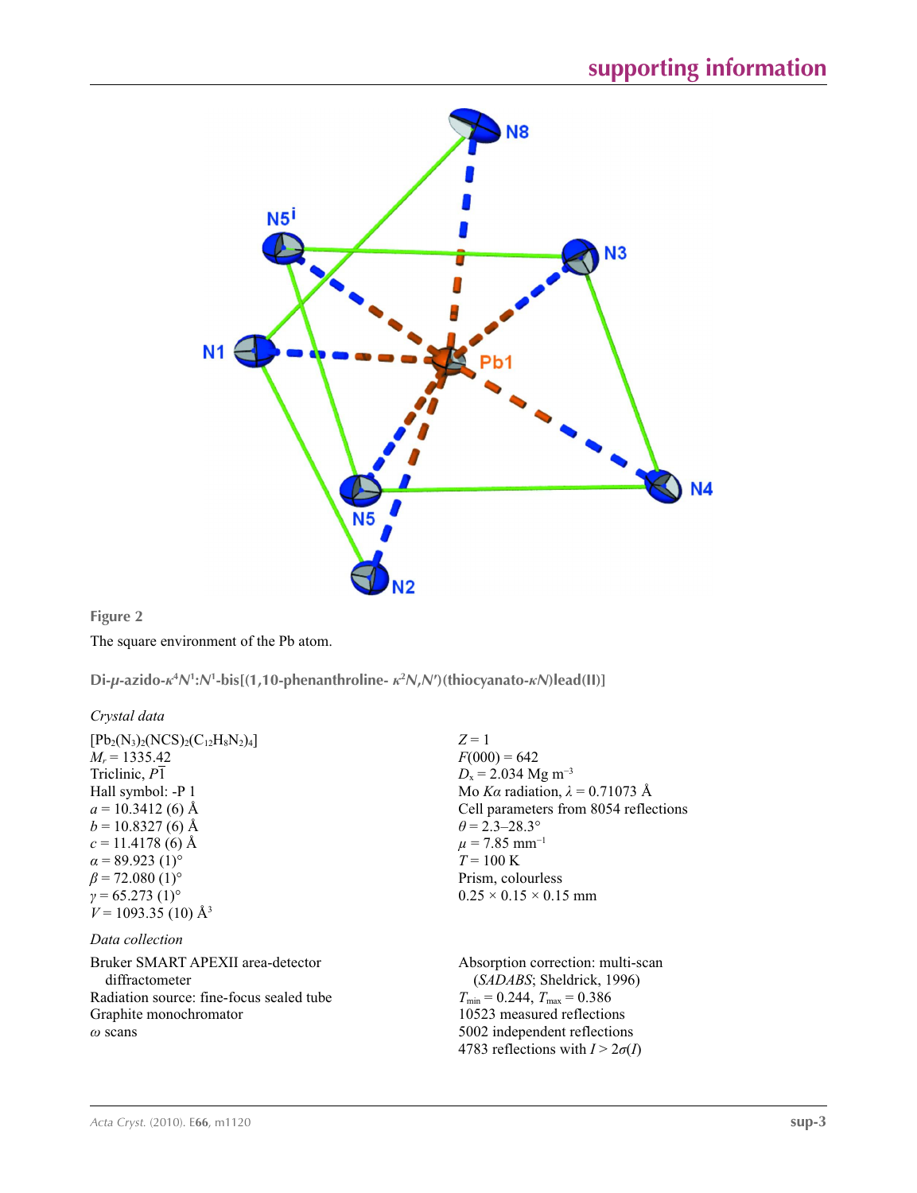**Figure 2**

The square environment of the Pb atom.

## Di-μ-azido-κ[4]N[1]:N[1]-bis[(1,10-phenanthroline- κ[2]N,N′)(thiocyanato-κN)lead(II)]

### Crystal data

$[Pb_2(N_3)_2(NCS)_2(C_{12}H_8N_2)_4]$
$M_r = 1335.42$
Triclinic, $P\overline{1}$
Hall symbol: -P 1
$a = 10.3412$ (6) Å
$b = 10.8327$ (6) Å
$c = 11.4178$ (6) Å
$\alpha = 89.923$ (1)°
$\beta = 72.080$ (1)°
$\gamma = 65.273$ (1)°
$V = 1093.35$ (10) Å$^3$
$Z = 1$
$F(000) = 642$
$D_x = 2.034$ Mg m$^{-3}$
Mo $K\alpha$ radiation, $\lambda = 0.71073$ Å
Cell parameters from 8054 reflections
$\theta = 2.3$–$28.3°$
$\mu = 7.85$ mm$^{-1}$
$T = 100$ K
Prism, colourless
0.25 × 0.15 × 0.15 mm

### Data collection

Bruker SMART APEXII area-detector diffractometer
Radiation source: fine-focus sealed tube
Graphite monochromator
$\omega$ scans
Absorption correction: multi-scan (*SADABS*; Sheldrick, 1996)
$T_{min} = 0.244$, $T_{max} = 0.386$
10523 measured reflections
5002 independent reflections
4783 reflections with $I > 2\sigma(I)$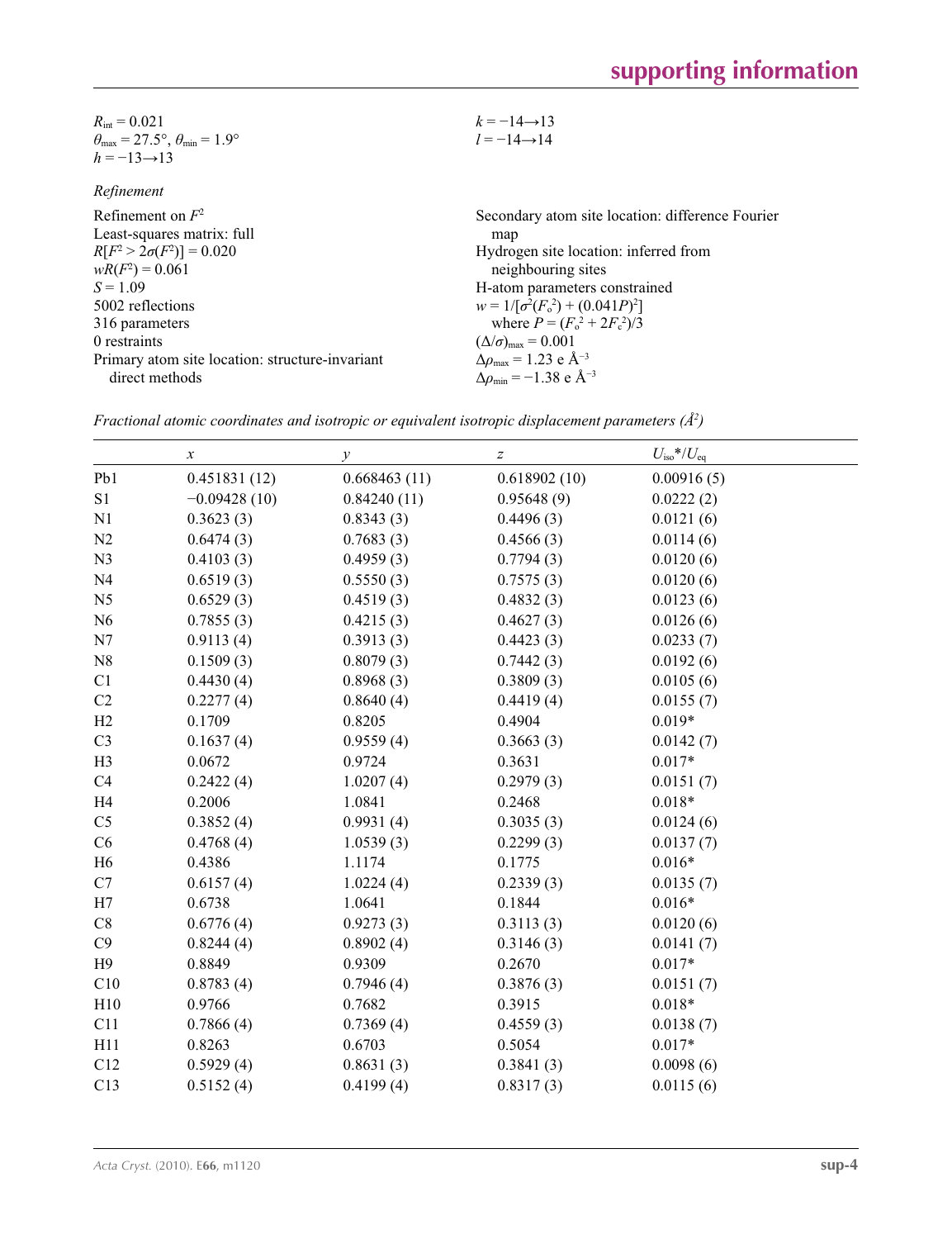$R_{int} = 0.021$

$\theta_{max} = 27.5°$, $\theta_{min} = 1.9°$

$h = -13 \rightarrow 13$

$k = -14 \rightarrow 13$

$l = -14 \rightarrow 14$

*Refinement*

Refinement on $F^2$

Least-squares matrix: full

$R[F^2 > 2\sigma(F^2)] = 0.020$

$wR(F^2) = 0.061$

$S = 1.09$

5002 reflections

316 parameters

0 restraints

Primary atom site location: structure-invariant direct methods

Secondary atom site location: difference Fourier map

Hydrogen site location: inferred from neighbouring sites

H-atom parameters constrained

$w = 1/[\sigma^2(F_o^2) + (0.041P)^2]$
where $P = (F_o^2 + 2F_c^2)/3$

$(\Delta/\sigma)_{max} = 0.001$

$\Delta\rho_{max} = 1.23$ e Å$^{-3}$

$\Delta\rho_{min} = -1.38$ e Å$^{-3}$

*Fractional atomic coordinates and isotropic or equivalent isotropic displacement parameters (Å$^2$)*

| | $x$ | $y$ | $z$ | $U_{iso}$\*/$U_{eq}$ |
|---|---|---|---|---|
| Pb1 | 0.451831 (12) | 0.668463 (11) | 0.618902 (10) | 0.00916 (5) |
| S1 | −0.09428 (10) | 0.84240 (11) | 0.95648 (9) | 0.0222 (2) |
| N1 | 0.3623 (3) | 0.8343 (3) | 0.4496 (3) | 0.0121 (6) |
| N2 | 0.6474 (3) | 0.7683 (3) | 0.4566 (3) | 0.0114 (6) |
| N3 | 0.4103 (3) | 0.4959 (3) | 0.7794 (3) | 0.0120 (6) |
| N4 | 0.6519 (3) | 0.5550 (3) | 0.7575 (3) | 0.0120 (6) |
| N5 | 0.6529 (3) | 0.4519 (3) | 0.4832 (3) | 0.0123 (6) |
| N6 | 0.7855 (3) | 0.4215 (3) | 0.4627 (3) | 0.0126 (6) |
| N7 | 0.9113 (4) | 0.3913 (3) | 0.4423 (3) | 0.0233 (7) |
| N8 | 0.1509 (3) | 0.8079 (3) | 0.7442 (3) | 0.0192 (6) |
| C1 | 0.4430 (4) | 0.8968 (3) | 0.3809 (3) | 0.0105 (6) |
| C2 | 0.2277 (4) | 0.8640 (4) | 0.4419 (4) | 0.0155 (7) |
| H2 | 0.1709 | 0.8205 | 0.4904 | 0.019\* |
| C3 | 0.1637 (4) | 0.9559 (4) | 0.3663 (3) | 0.0142 (7) |
| H3 | 0.0672 | 0.9724 | 0.3631 | 0.017\* |
| C4 | 0.2422 (4) | 1.0207 (4) | 0.2979 (3) | 0.0151 (7) |
| H4 | 0.2006 | 1.0841 | 0.2468 | 0.018\* |
| C5 | 0.3852 (4) | 0.9931 (4) | 0.3035 (3) | 0.0124 (6) |
| C6 | 0.4768 (4) | 1.0539 (3) | 0.2299 (3) | 0.0137 (7) |
| H6 | 0.4386 | 1.1174 | 0.1775 | 0.016\* |
| C7 | 0.6157 (4) | 1.0224 (4) | 0.2339 (3) | 0.0135 (7) |
| H7 | 0.6738 | 1.0641 | 0.1844 | 0.016\* |
| C8 | 0.6776 (4) | 0.9273 (3) | 0.3113 (3) | 0.0120 (6) |
| C9 | 0.8244 (4) | 0.8902 (4) | 0.3146 (3) | 0.0141 (7) |
| H9 | 0.8849 | 0.9309 | 0.2670 | 0.017\* |
| C10 | 0.8783 (4) | 0.7946 (4) | 0.3876 (3) | 0.0151 (7) |
| H10 | 0.9766 | 0.7682 | 0.3915 | 0.018\* |
| C11 | 0.7866 (4) | 0.7369 (4) | 0.4559 (3) | 0.0138 (7) |
| H11 | 0.8263 | 0.6703 | 0.5054 | 0.017\* |
| C12 | 0.5929 (4) | 0.8631 (3) | 0.3841 (3) | 0.0098 (6) |
| C13 | 0.5152 (4) | 0.4199 (4) | 0.8317 (3) | 0.0115 (6) |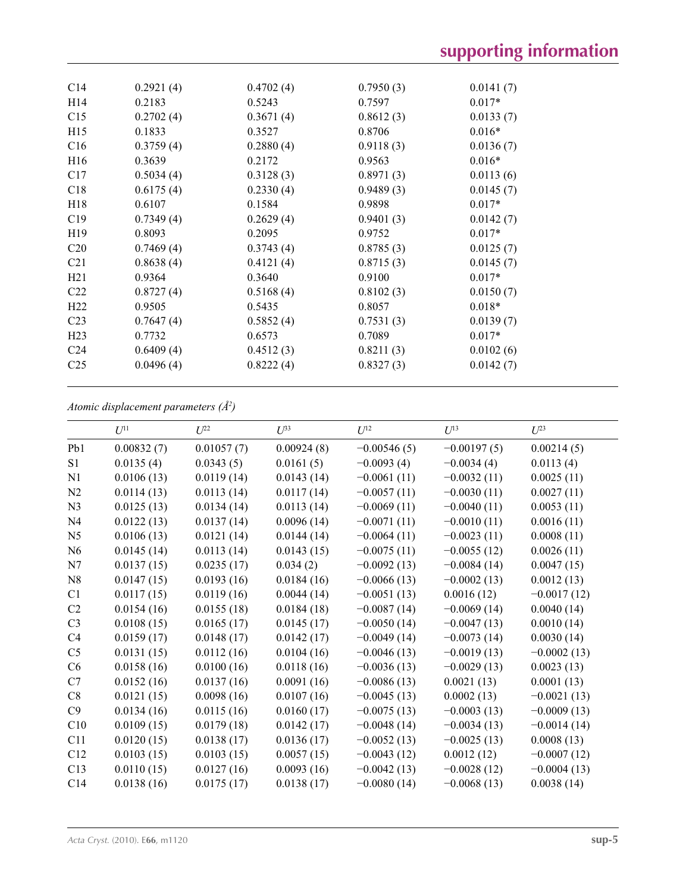| | | | | |
|---|---|---|---|---|
| C14 | 0.2921 (4) | 0.4702 (4) | 0.7950 (3) | 0.0141 (7) |
| H14 | 0.2183 | 0.5243 | 0.7597 | 0.017* |
| C15 | 0.2702 (4) | 0.3671 (4) | 0.8612 (3) | 0.0133 (7) |
| H15 | 0.1833 | 0.3527 | 0.8706 | 0.016* |
| C16 | 0.3759 (4) | 0.2880 (4) | 0.9118 (3) | 0.0136 (7) |
| H16 | 0.3639 | 0.2172 | 0.9563 | 0.016* |
| C17 | 0.5034 (4) | 0.3128 (3) | 0.8971 (3) | 0.0113 (6) |
| C18 | 0.6175 (4) | 0.2330 (4) | 0.9489 (3) | 0.0145 (7) |
| H18 | 0.6107 | 0.1584 | 0.9898 | 0.017* |
| C19 | 0.7349 (4) | 0.2629 (4) | 0.9401 (3) | 0.0142 (7) |
| H19 | 0.8093 | 0.2095 | 0.9752 | 0.017* |
| C20 | 0.7469 (4) | 0.3743 (4) | 0.8785 (3) | 0.0125 (7) |
| C21 | 0.8638 (4) | 0.4121 (4) | 0.8715 (3) | 0.0145 (7) |
| H21 | 0.9364 | 0.3640 | 0.9100 | 0.017* |
| C22 | 0.8727 (4) | 0.5168 (4) | 0.8102 (3) | 0.0150 (7) |
| H22 | 0.9505 | 0.5435 | 0.8057 | 0.018* |
| C23 | 0.7647 (4) | 0.5852 (4) | 0.7531 (3) | 0.0139 (7) |
| H23 | 0.7732 | 0.6573 | 0.7089 | 0.017* |
| C24 | 0.6409 (4) | 0.4512 (3) | 0.8211 (3) | 0.0102 (6) |
| C25 | 0.0496 (4) | 0.8222 (4) | 0.8327 (3) | 0.0142 (7) |

*Atomic displacement parameters (Å²)*

| | $U^{11}$ | $U^{22}$ | $U^{33}$ | $U^{12}$ | $U^{13}$ | $U^{23}$ |
|---|---|---|---|---|---|---|
| Pb1 | 0.00832 (7) | 0.01057 (7) | 0.00924 (8) | −0.00546 (5) | −0.00197 (5) | 0.00214 (5) |
| S1 | 0.0135 (4) | 0.0343 (5) | 0.0161 (5) | −0.0093 (4) | −0.0034 (4) | 0.0113 (4) |
| N1 | 0.0106 (13) | 0.0119 (14) | 0.0143 (14) | −0.0061 (11) | −0.0032 (11) | 0.0025 (11) |
| N2 | 0.0114 (13) | 0.0113 (14) | 0.0117 (14) | −0.0057 (11) | −0.0030 (11) | 0.0027 (11) |
| N3 | 0.0125 (13) | 0.0134 (14) | 0.0113 (14) | −0.0069 (11) | −0.0040 (11) | 0.0053 (11) |
| N4 | 0.0122 (13) | 0.0137 (14) | 0.0096 (14) | −0.0071 (11) | −0.0010 (11) | 0.0016 (11) |
| N5 | 0.0106 (13) | 0.0121 (14) | 0.0144 (14) | −0.0064 (11) | −0.0023 (11) | 0.0008 (11) |
| N6 | 0.0145 (14) | 0.0113 (14) | 0.0143 (15) | −0.0075 (11) | −0.0055 (12) | 0.0026 (11) |
| N7 | 0.0137 (15) | 0.0235 (17) | 0.034 (2) | −0.0092 (13) | −0.0084 (14) | 0.0047 (15) |
| N8 | 0.0147 (15) | 0.0193 (16) | 0.0184 (16) | −0.0066 (13) | −0.0002 (13) | 0.0012 (13) |
| C1 | 0.0117 (15) | 0.0119 (16) | 0.0044 (14) | −0.0051 (13) | 0.0016 (12) | −0.0017 (12) |
| C2 | 0.0154 (16) | 0.0155 (18) | 0.0184 (18) | −0.0087 (14) | −0.0069 (14) | 0.0040 (14) |
| C3 | 0.0108 (15) | 0.0165 (17) | 0.0145 (17) | −0.0050 (14) | −0.0047 (13) | 0.0010 (14) |
| C4 | 0.0159 (17) | 0.0148 (17) | 0.0142 (17) | −0.0049 (14) | −0.0073 (14) | 0.0030 (14) |
| C5 | 0.0131 (15) | 0.0112 (16) | 0.0104 (16) | −0.0046 (13) | −0.0019 (13) | −0.0002 (13) |
| C6 | 0.0158 (16) | 0.0100 (16) | 0.0118 (16) | −0.0036 (13) | −0.0029 (13) | 0.0023 (13) |
| C7 | 0.0152 (16) | 0.0137 (16) | 0.0091 (16) | −0.0086 (13) | 0.0021 (13) | 0.0001 (13) |
| C8 | 0.0121 (15) | 0.0098 (16) | 0.0107 (16) | −0.0045 (13) | 0.0002 (13) | −0.0021 (13) |
| C9 | 0.0134 (16) | 0.0115 (16) | 0.0160 (17) | −0.0075 (13) | −0.0003 (13) | −0.0009 (13) |
| C10 | 0.0109 (15) | 0.0179 (18) | 0.0142 (17) | −0.0048 (14) | −0.0034 (13) | −0.0014 (14) |
| C11 | 0.0120 (15) | 0.0138 (17) | 0.0136 (17) | −0.0052 (13) | −0.0025 (13) | 0.0008 (13) |
| C12 | 0.0103 (15) | 0.0103 (15) | 0.0057 (15) | −0.0043 (12) | 0.0012 (12) | −0.0007 (12) |
| C13 | 0.0110 (15) | 0.0127 (16) | 0.0093 (16) | −0.0042 (13) | −0.0028 (12) | −0.0004 (13) |
| C14 | 0.0138 (16) | 0.0175 (17) | 0.0138 (17) | −0.0080 (14) | −0.0068 (13) | 0.0038 (14) |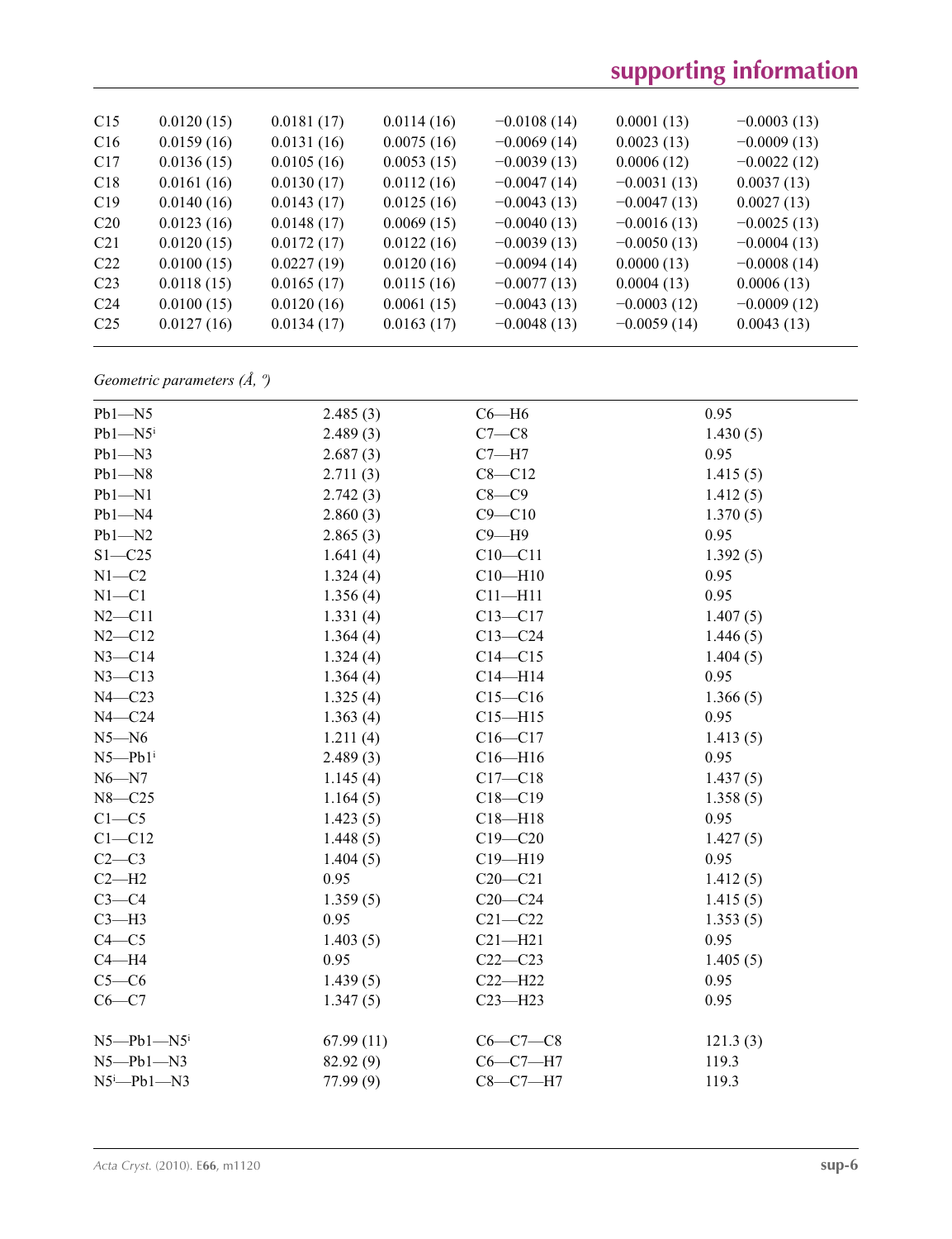| C15 | 0.0120 (15) | 0.0181 (17) | 0.0114 (16) | −0.0108 (14) | 0.0001 (13) | −0.0003 (13) |
|---|---|---|---|---|---|---|
| C16 | 0.0159 (16) | 0.0131 (16) | 0.0075 (16) | −0.0069 (14) | 0.0023 (13) | −0.0009 (13) |
| C17 | 0.0136 (15) | 0.0105 (16) | 0.0053 (15) | −0.0039 (13) | 0.0006 (12) | −0.0022 (12) |
| C18 | 0.0161 (16) | 0.0130 (17) | 0.0112 (16) | −0.0047 (14) | −0.0031 (13) | 0.0037 (13) |
| C19 | 0.0140 (16) | 0.0143 (17) | 0.0125 (16) | −0.0043 (13) | −0.0047 (13) | 0.0027 (13) |
| C20 | 0.0123 (16) | 0.0148 (17) | 0.0069 (15) | −0.0040 (13) | −0.0016 (13) | −0.0025 (13) |
| C21 | 0.0120 (15) | 0.0172 (17) | 0.0122 (16) | −0.0039 (13) | −0.0050 (13) | −0.0004 (13) |
| C22 | 0.0100 (15) | 0.0227 (19) | 0.0120 (16) | −0.0094 (14) | 0.0000 (13) | −0.0008 (14) |
| C23 | 0.0118 (15) | 0.0165 (17) | 0.0115 (16) | −0.0077 (13) | 0.0004 (13) | 0.0006 (13) |
| C24 | 0.0100 (15) | 0.0120 (16) | 0.0061 (15) | −0.0043 (13) | −0.0003 (12) | −0.0009 (12) |
| C25 | 0.0127 (16) | 0.0134 (17) | 0.0163 (17) | −0.0048 (13) | −0.0059 (14) | 0.0043 (13) |

*Geometric parameters (Å, º)*

| | | | |
|---|---|---|---|
| Pb1—N5 | 2.485 (3) | C6—H6 | 0.95 |
| Pb1—N5$^{i}$ | 2.489 (3) | C7—C8 | 1.430 (5) |
| Pb1—N3 | 2.687 (3) | C7—H7 | 0.95 |
| Pb1—N8 | 2.711 (3) | C8—C12 | 1.415 (5) |
| Pb1—N1 | 2.742 (3) | C8—C9 | 1.412 (5) |
| Pb1—N4 | 2.860 (3) | C9—C10 | 1.370 (5) |
| Pb1—N2 | 2.865 (3) | C9—H9 | 0.95 |
| S1—C25 | 1.641 (4) | C10—C11 | 1.392 (5) |
| N1—C2 | 1.324 (4) | C10—H10 | 0.95 |
| N1—C1 | 1.356 (4) | C11—H11 | 0.95 |
| N2—C11 | 1.331 (4) | C13—C17 | 1.407 (5) |
| N2—C12 | 1.364 (4) | C13—C24 | 1.446 (5) |
| N3—C14 | 1.324 (4) | C14—C15 | 1.404 (5) |
| N3—C13 | 1.364 (4) | C14—H14 | 0.95 |
| N4—C23 | 1.325 (4) | C15—C16 | 1.366 (5) |
| N4—C24 | 1.363 (4) | C15—H15 | 0.95 |
| N5—N6 | 1.211 (4) | C16—C17 | 1.413 (5) |
| N5—Pb1$^{i}$ | 2.489 (3) | C16—H16 | 0.95 |
| N6—N7 | 1.145 (4) | C17—C18 | 1.437 (5) |
| N8—C25 | 1.164 (5) | C18—C19 | 1.358 (5) |
| C1—C5 | 1.423 (5) | C18—H18 | 0.95 |
| C1—C12 | 1.448 (5) | C19—C20 | 1.427 (5) |
| C2—C3 | 1.404 (5) | C19—H19 | 0.95 |
| C2—H2 | 0.95 | C20—C21 | 1.412 (5) |
| C3—C4 | 1.359 (5) | C20—C24 | 1.415 (5) |
| C3—H3 | 0.95 | C21—C22 | 1.353 (5) |
| C4—C5 | 1.403 (5) | C21—H21 | 0.95 |
| C4—H4 | 0.95 | C22—C23 | 1.405 (5) |
| C5—C6 | 1.439 (5) | C22—H22 | 0.95 |
| C6—C7 | 1.347 (5) | C23—H23 | 0.95 |
| | | | |
| N5—Pb1—N5$^{i}$ | 67.99 (11) | C6—C7—C8 | 121.3 (3) |
| N5—Pb1—N3 | 82.92 (9) | C6—C7—H7 | 119.3 |
| N5$^{i}$—Pb1—N3 | 77.99 (9) | C8—C7—H7 | 119.3 |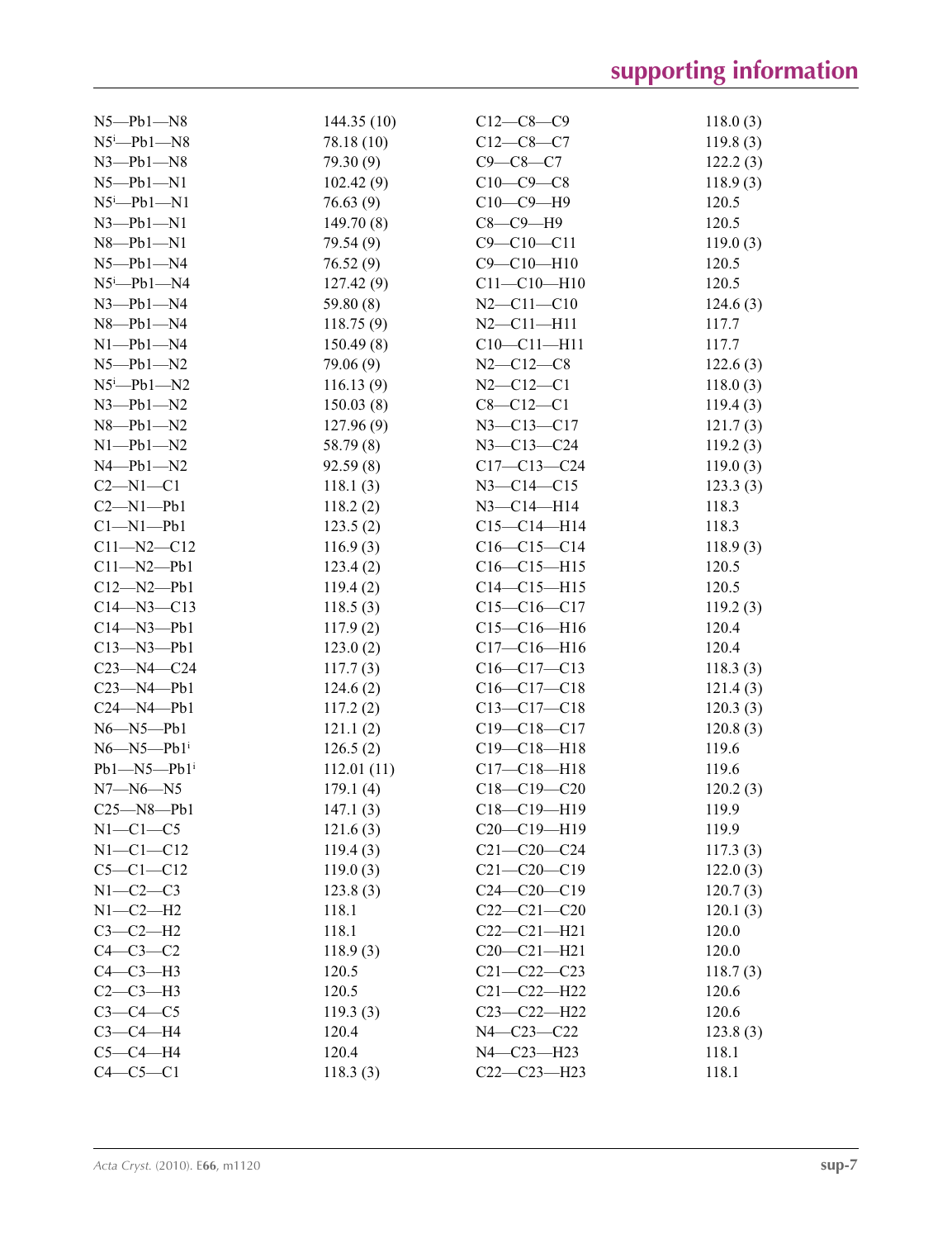| | | | |
|---|---|---|---|
| N5—Pb1—N8 | 144.35 (10) | C12—C8—C9 | 118.0 (3) |
| N5$^{i}$—Pb1—N8 | 78.18 (10) | C12—C8—C7 | 119.8 (3) |
| N3—Pb1—N8 | 79.30 (9) | C9—C8—C7 | 122.2 (3) |
| N5—Pb1—N1 | 102.42 (9) | C10—C9—C8 | 118.9 (3) |
| N5$^{i}$—Pb1—N1 | 76.63 (9) | C10—C9—H9 | 120.5 |
| N3—Pb1—N1 | 149.70 (8) | C8—C9—H9 | 120.5 |
| N8—Pb1—N1 | 79.54 (9) | C9—C10—C11 | 119.0 (3) |
| N5—Pb1—N4 | 76.52 (9) | C9—C10—H10 | 120.5 |
| N5$^{i}$—Pb1—N4 | 127.42 (9) | C11—C10—H10 | 120.5 |
| N3—Pb1—N4 | 59.80 (8) | N2—C11—C10 | 124.6 (3) |
| N8—Pb1—N4 | 118.75 (9) | N2—C11—H11 | 117.7 |
| N1—Pb1—N4 | 150.49 (8) | C10—C11—H11 | 117.7 |
| N5—Pb1—N2 | 79.06 (9) | N2—C12—C8 | 122.6 (3) |
| N5$^{i}$—Pb1—N2 | 116.13 (9) | N2—C12—C1 | 118.0 (3) |
| N3—Pb1—N2 | 150.03 (8) | C8—C12—C1 | 119.4 (3) |
| N8—Pb1—N2 | 127.96 (9) | N3—C13—C17 | 121.7 (3) |
| N1—Pb1—N2 | 58.79 (8) | N3—C13—C24 | 119.2 (3) |
| N4—Pb1—N2 | 92.59 (8) | C17—C13—C24 | 119.0 (3) |
| C2—N1—C1 | 118.1 (3) | N3—C14—C15 | 123.3 (3) |
| C2—N1—Pb1 | 118.2 (2) | N3—C14—H14 | 118.3 |
| C1—N1—Pb1 | 123.5 (2) | C15—C14—H14 | 118.3 |
| C11—N2—C12 | 116.9 (3) | C16—C15—C14 | 118.9 (3) |
| C11—N2—Pb1 | 123.4 (2) | C16—C15—H15 | 120.5 |
| C12—N2—Pb1 | 119.4 (2) | C14—C15—H15 | 120.5 |
| C14—N3—C13 | 118.5 (3) | C15—C16—C17 | 119.2 (3) |
| C14—N3—Pb1 | 117.9 (2) | C15—C16—H16 | 120.4 |
| C13—N3—Pb1 | 123.0 (2) | C17—C16—H16 | 120.4 |
| C23—N4—C24 | 117.7 (3) | C16—C17—C13 | 118.3 (3) |
| C23—N4—Pb1 | 124.6 (2) | C16—C17—C18 | 121.4 (3) |
| C24—N4—Pb1 | 117.2 (2) | C13—C17—C18 | 120.3 (3) |
| N6—N5—Pb1 | 121.1 (2) | C19—C18—C17 | 120.8 (3) |
| N6—N5—Pb1$^{i}$ | 126.5 (2) | C19—C18—H18 | 119.6 |
| Pb1—N5—Pb1$^{i}$ | 112.01 (11) | C17—C18—H18 | 119.6 |
| N7—N6—N5 | 179.1 (4) | C18—C19—C20 | 120.2 (3) |
| C25—N8—Pb1 | 147.1 (3) | C18—C19—H19 | 119.9 |
| N1—C1—C5 | 121.6 (3) | C20—C19—H19 | 119.9 |
| N1—C1—C12 | 119.4 (3) | C21—C20—C24 | 117.3 (3) |
| C5—C1—C12 | 119.0 (3) | C21—C20—C19 | 122.0 (3) |
| N1—C2—C3 | 123.8 (3) | C24—C20—C19 | 120.7 (3) |
| N1—C2—H2 | 118.1 | C22—C21—C20 | 120.1 (3) |
| C3—C2—H2 | 118.1 | C22—C21—H21 | 120.0 |
| C4—C3—C2 | 118.9 (3) | C20—C21—H21 | 120.0 |
| C4—C3—H3 | 120.5 | C21—C22—C23 | 118.7 (3) |
| C2—C3—H3 | 120.5 | C21—C22—H22 | 120.6 |
| C3—C4—C5 | 119.3 (3) | C23—C22—H22 | 120.6 |
| C3—C4—H4 | 120.4 | N4—C23—C22 | 123.8 (3) |
| C5—C4—H4 | 120.4 | N4—C23—H23 | 118.1 |
| C4—C5—C1 | 118.3 (3) | C22—C23—H23 | 118.1 |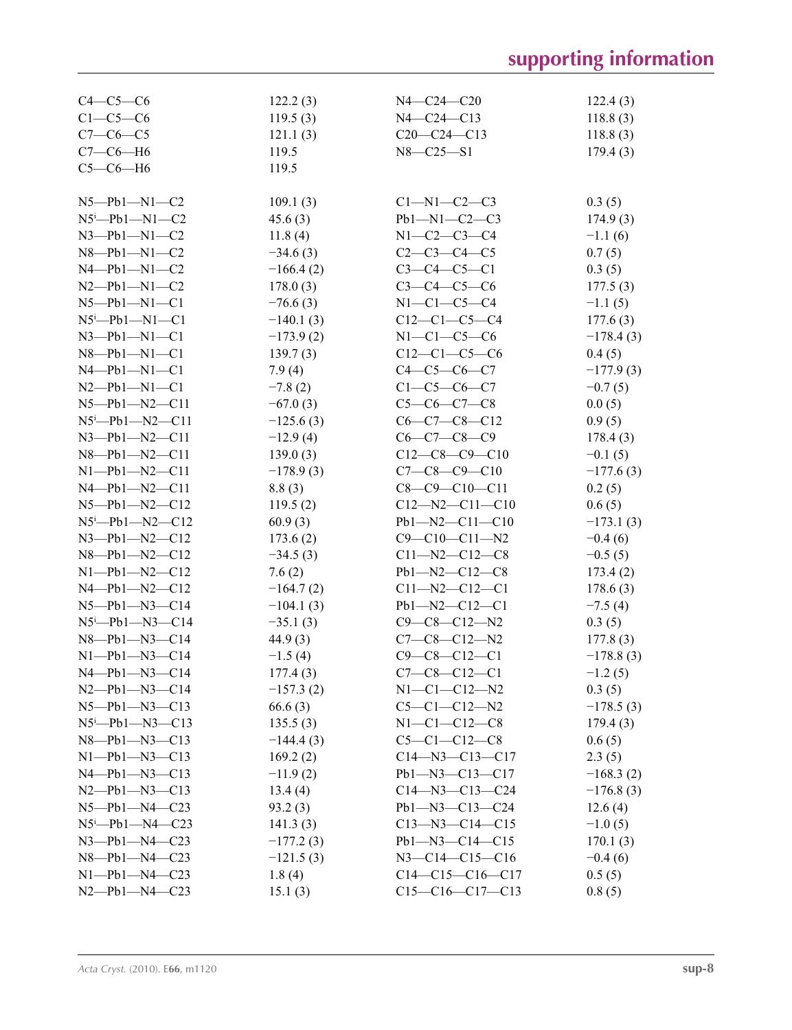| | | | |
|---|---|---|---|
| C4—C5—C6 | 122.2 (3) | N4—C24—C20 | 122.4 (3) |
| C1—C5—C6 | 119.5 (3) | N4—C24—C13 | 118.8 (3) |
| C7—C6—C5 | 121.1 (3) | C20—C24—C13 | 118.8 (3) |
| C7—C6—H6 | 119.5 | N8—C25—S1 | 179.4 (3) |
| C5—C6—H6 | 119.5 | | |

| | | | |
|---|---|---|---|
| N5—Pb1—N1—C2 | 109.1 (3) | C1—N1—C2—C3 | 0.3 (5) |
| N5$^{i}$—Pb1—N1—C2 | 45.6 (3) | Pb1—N1—C2—C3 | 174.9 (3) |
| N3—Pb1—N1—C2 | 11.8 (4) | N1—C2—C3—C4 | −1.1 (6) |
| N8—Pb1—N1—C2 | −34.6 (3) | C2—C3—C4—C5 | 0.7 (5) |
| N4—Pb1—N1—C2 | −166.4 (2) | C3—C4—C5—C1 | 0.3 (5) |
| N2—Pb1—N1—C2 | 178.0 (3) | C3—C4—C5—C6 | 177.5 (3) |
| N5—Pb1—N1—C1 | −76.6 (3) | N1—C1—C5—C4 | −1.1 (5) |
| N5$^{i}$—Pb1—N1—C1 | −140.1 (3) | C12—C1—C5—C4 | 177.6 (3) |
| N3—Pb1—N1—C1 | −173.9 (2) | N1—C1—C5—C6 | −178.4 (3) |
| N8—Pb1—N1—C1 | 139.7 (3) | C12—C1—C5—C6 | 0.4 (5) |
| N4—Pb1—N1—C1 | 7.9 (4) | C4—C5—C6—C7 | −177.9 (3) |
| N2—Pb1—N1—C1 | −7.8 (2) | C1—C5—C6—C7 | −0.7 (5) |
| N5—Pb1—N2—C11 | −67.0 (3) | C5—C6—C7—C8 | 0.0 (5) |
| N5$^{i}$—Pb1—N2—C11 | −125.6 (3) | C6—C7—C8—C12 | 0.9 (5) |
| N3—Pb1—N2—C11 | −12.9 (4) | C6—C7—C8—C9 | 178.4 (3) |
| N8—Pb1—N2—C11 | 139.0 (3) | C12—C8—C9—C10 | −0.1 (5) |
| N1—Pb1—N2—C11 | −178.9 (3) | C7—C8—C9—C10 | −177.6 (3) |
| N4—Pb1—N2—C11 | 8.8 (3) | C8—C9—C10—C11 | 0.2 (5) |
| N5—Pb1—N2—C12 | 119.5 (2) | C12—N2—C11—C10 | 0.6 (5) |
| N5$^{i}$—Pb1—N2—C12 | 60.9 (3) | Pb1—N2—C11—C10 | −173.1 (3) |
| N3—Pb1—N2—C12 | 173.6 (2) | C9—C10—C11—N2 | −0.4 (6) |
| N8—Pb1—N2—C12 | −34.5 (3) | C11—N2—C12—C8 | −0.5 (5) |
| N1—Pb1—N2—C12 | 7.6 (2) | Pb1—N2—C12—C8 | 173.4 (2) |
| N4—Pb1—N2—C12 | −164.7 (2) | C11—N2—C12—C1 | 178.6 (3) |
| N5—Pb1—N3—C14 | −104.1 (3) | Pb1—N2—C12—C1 | −7.5 (4) |
| N5$^{i}$—Pb1—N3—C14 | −35.1 (3) | C9—C8—C12—N2 | 0.3 (5) |
| N8—Pb1—N3—C14 | 44.9 (3) | C7—C8—C12—N2 | 177.8 (3) |
| N1—Pb1—N3—C14 | −1.5 (4) | C9—C8—C12—C1 | −178.8 (3) |
| N4—Pb1—N3—C14 | 177.4 (3) | C7—C8—C12—C1 | −1.2 (5) |
| N2—Pb1—N3—C14 | −157.3 (2) | N1—C1—C12—N2 | 0.3 (5) |
| N5—Pb1—N3—C13 | 66.6 (3) | C5—C1—C12—N2 | −178.5 (3) |
| N5$^{i}$—Pb1—N3—C13 | 135.5 (3) | N1—C1—C12—C8 | 179.4 (3) |
| N8—Pb1—N3—C13 | −144.4 (3) | C5—C1—C12—C8 | 0.6 (5) |
| N1—Pb1—N3—C13 | 169.2 (2) | C14—N3—C13—C17 | 2.3 (5) |
| N4—Pb1—N3—C13 | −11.9 (2) | Pb1—N3—C13—C17 | −168.3 (2) |
| N2—Pb1—N3—C13 | 13.4 (4) | C14—N3—C13—C24 | −176.8 (3) |
| N5—Pb1—N4—C23 | 93.2 (3) | Pb1—N3—C13—C24 | 12.6 (4) |
| N5$^{i}$—Pb1—N4—C23 | 141.3 (3) | C13—N3—C14—C15 | −1.0 (5) |
| N3—Pb1—N4—C23 | −177.2 (3) | Pb1—N3—C14—C15 | 170.1 (3) |
| N8—Pb1—N4—C23 | −121.5 (3) | N3—C14—C15—C16 | −0.4 (6) |
| N1—Pb1—N4—C23 | 1.8 (4) | C14—C15—C16—C17 | 0.5 (5) |
| N2—Pb1—N4—C23 | 15.1 (3) | C15—C16—C17—C13 | 0.8 (5) |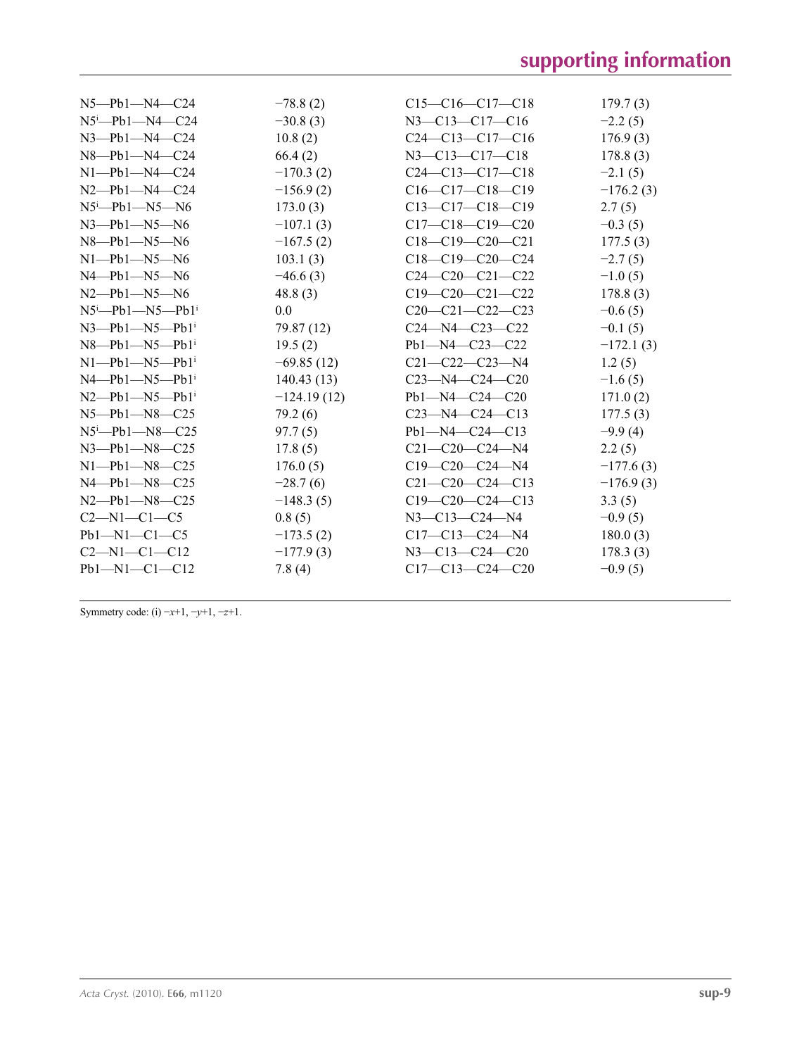| | | | |
|---|---|---|---|
| N5—Pb1—N4—C24 | −78.8 (2) | C15—C16—C17—C18 | 179.7 (3) |
| N5$^{i}$—Pb1—N4—C24 | −30.8 (3) | N3—C13—C17—C16 | −2.2 (5) |
| N3—Pb1—N4—C24 | 10.8 (2) | C24—C13—C17—C16 | 176.9 (3) |
| N8—Pb1—N4—C24 | 66.4 (2) | N3—C13—C17—C18 | 178.8 (3) |
| N1—Pb1—N4—C24 | −170.3 (2) | C24—C13—C17—C18 | −2.1 (5) |
| N2—Pb1—N4—C24 | −156.9 (2) | C16—C17—C18—C19 | −176.2 (3) |
| N5$^{i}$—Pb1—N5—N6 | 173.0 (3) | C13—C17—C18—C19 | 2.7 (5) |
| N3—Pb1—N5—N6 | −107.1 (3) | C17—C18—C19—C20 | −0.3 (5) |
| N8—Pb1—N5—N6 | −167.5 (2) | C18—C19—C20—C21 | 177.5 (3) |
| N1—Pb1—N5—N6 | 103.1 (3) | C18—C19—C20—C24 | −2.7 (5) |
| N4—Pb1—N5—N6 | −46.6 (3) | C24—C20—C21—C22 | −1.0 (5) |
| N2—Pb1—N5—N6 | 48.8 (3) | C19—C20—C21—C22 | 178.8 (3) |
| N5$^{i}$—Pb1—N5—Pb1$^{i}$ | 0.0 | C20—C21—C22—C23 | −0.6 (5) |
| N3—Pb1—N5—Pb1$^{i}$ | 79.87 (12) | C24—N4—C23—C22 | −0.1 (5) |
| N8—Pb1—N5—Pb1$^{i}$ | 19.5 (2) | Pb1—N4—C23—C22 | −172.1 (3) |
| N1—Pb1—N5—Pb1$^{i}$ | −69.85 (12) | C21—C22—C23—N4 | 1.2 (5) |
| N4—Pb1—N5—Pb1$^{i}$ | 140.43 (13) | C23—N4—C24—C20 | −1.6 (5) |
| N2—Pb1—N5—Pb1$^{i}$ | −124.19 (12) | Pb1—N4—C24—C20 | 171.0 (2) |
| N5—Pb1—N8—C25 | 79.2 (6) | C23—N4—C24—C13 | 177.5 (3) |
| N5$^{i}$—Pb1—N8—C25 | 97.7 (5) | Pb1—N4—C24—C13 | −9.9 (4) |
| N3—Pb1—N8—C25 | 17.8 (5) | C21—C20—C24—N4 | 2.2 (5) |
| N1—Pb1—N8—C25 | 176.0 (5) | C19—C20—C24—N4 | −177.6 (3) |
| N4—Pb1—N8—C25 | −28.7 (6) | C21—C20—C24—C13 | −176.9 (3) |
| N2—Pb1—N8—C25 | −148.3 (5) | C19—C20—C24—C13 | 3.3 (5) |
| C2—N1—C1—C5 | 0.8 (5) | N3—C13—C24—N4 | −0.9 (5) |
| Pb1—N1—C1—C5 | −173.5 (2) | C17—C13—C24—N4 | 180.0 (3) |
| C2—N1—C1—C12 | −177.9 (3) | N3—C13—C24—C20 | 178.3 (3) |
| Pb1—N1—C1—C12 | 7.8 (4) | C17—C13—C24—C20 | −0.9 (5) |

Symmetry code: (i) −*x*+1, −*y*+1, −*z*+1.